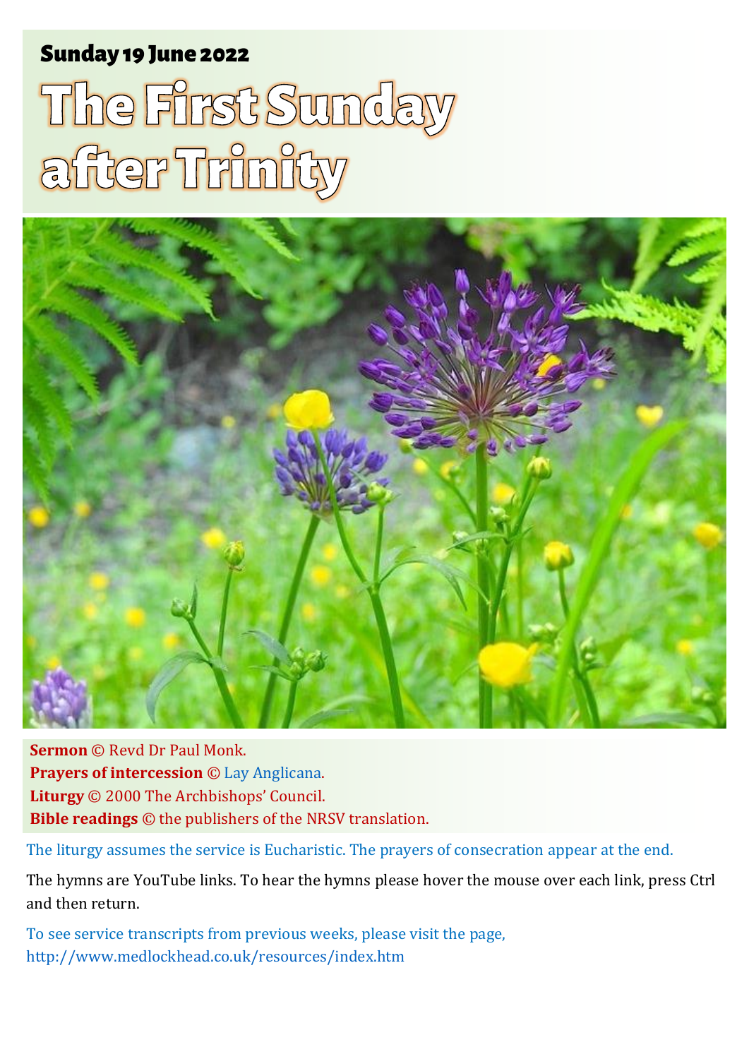**Sunday 19 June 2022**

# The First Sunday after Trinity

**Sermon** © Revd Dr Paul Monk.
**Prayers of intercession** © Lay Anglicana.
**Liturgy** © 2000 The Archbishops' Council.
**Bible readings** © the publishers of the NRSV translation.

The liturgy assumes the service is Eucharistic. The prayers of consecration appear at the end.

The hymns are YouTube links. To hear the hymns please hover the mouse over each link, press Ctrl and then return.

To see service transcripts from previous weeks, please visit the page,
http://www.medlockhead.co.uk/resources/index.htm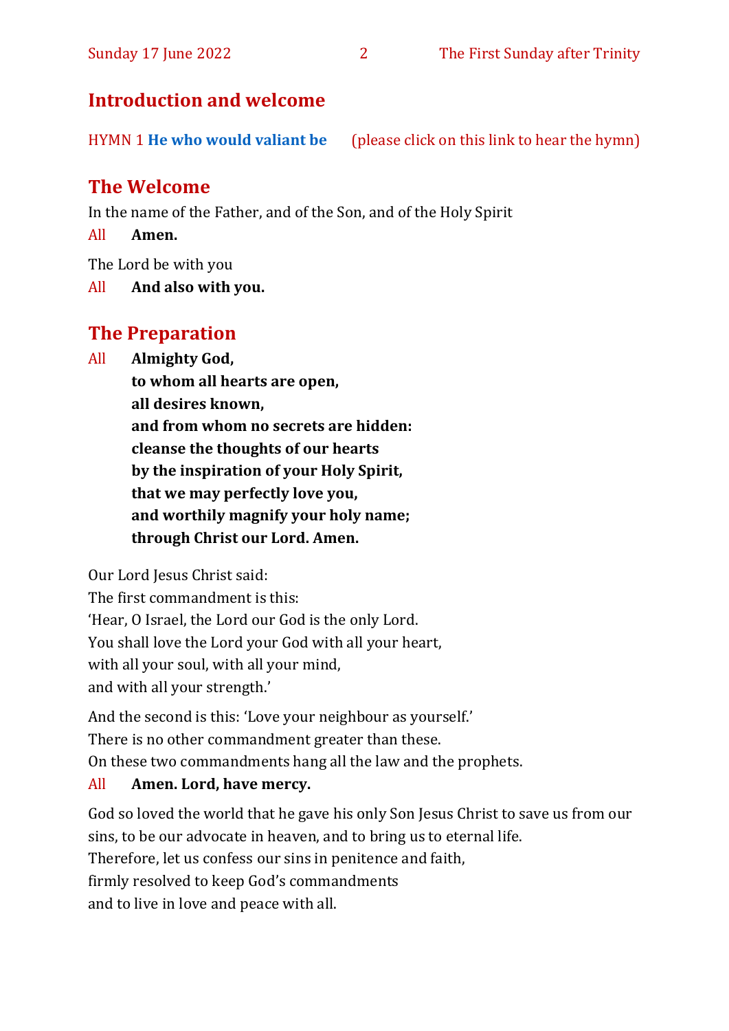## Introduction and welcome

HYMN 1 **He who would valiant be** (please click on this link to hear the hymn)

## The Welcome

In the name of the Father, and of the Son, and of the Holy Spirit

All **Amen.**

The Lord be with you

All **And also with you.**

## The Preparation

All **Almighty God,**
**to whom all hearts are open,**
**all desires known,**
**and from whom no secrets are hidden:**
**cleanse the thoughts of our hearts**
**by the inspiration of your Holy Spirit,**
**that we may perfectly love you,**
**and worthily magnify your holy name;**
**through Christ our Lord. Amen.**

Our Lord Jesus Christ said:
The first commandment is this:
'Hear, O Israel, the Lord our God is the only Lord.
You shall love the Lord your God with all your heart,
with all your soul, with all your mind,
and with all your strength.'

And the second is this: 'Love your neighbour as yourself.'
There is no other commandment greater than these.
On these two commandments hang all the law and the prophets.

All **Amen. Lord, have mercy.**

God so loved the world that he gave his only Son Jesus Christ to save us from our sins, to be our advocate in heaven, and to bring us to eternal life.
Therefore, let us confess our sins in penitence and faith,
firmly resolved to keep God's commandments
and to live in love and peace with all.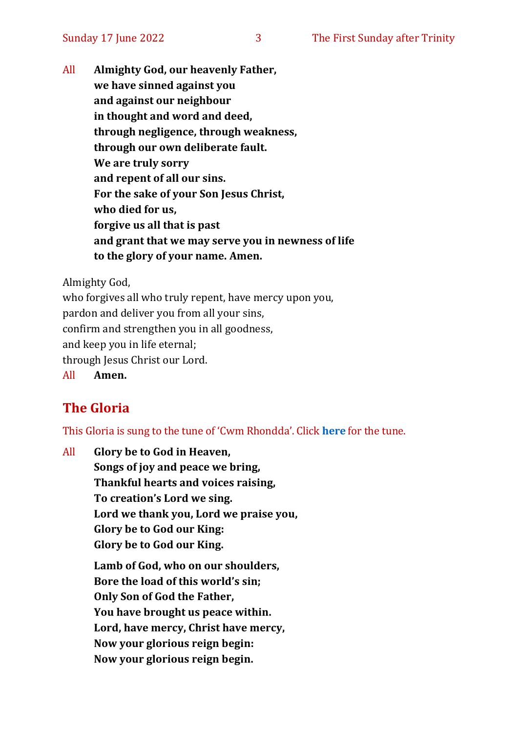All **Almighty God, our heavenly Father,**
**we have sinned against you**
**and against our neighbour**
**in thought and word and deed,**
**through negligence, through weakness,**
**through our own deliberate fault.**
**We are truly sorry**
**and repent of all our sins.**
**For the sake of your Son Jesus Christ,**
**who died for us,**
**forgive us all that is past**
**and grant that we may serve you in newness of life**
**to the glory of your name. Amen.**

Almighty God,
who forgives all who truly repent, have mercy upon you,
pardon and deliver you from all your sins,
confirm and strengthen you in all goodness,
and keep you in life eternal;
through Jesus Christ our Lord.
All **Amen.**

## The Gloria

This Gloria is sung to the tune of 'Cwm Rhondda'. Click **here** for the tune.

All **Glory be to God in Heaven,**
**Songs of joy and peace we bring,**
**Thankful hearts and voices raising,**
**To creation's Lord we sing.**
**Lord we thank you, Lord we praise you,**
**Glory be to God our King:**
**Glory be to God our King.**

**Lamb of God, who on our shoulders,**
**Bore the load of this world's sin;**
**Only Son of God the Father,**
**You have brought us peace within.**
**Lord, have mercy, Christ have mercy,**
**Now your glorious reign begin:**
**Now your glorious reign begin.**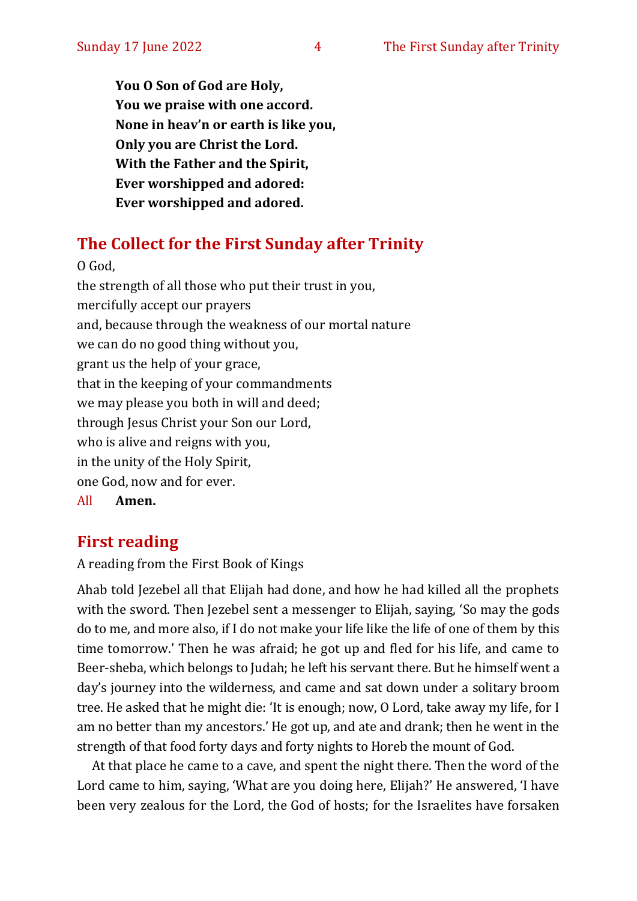**You O Son of God are Holy,**
**You we praise with one accord.**
**None in heav'n or earth is like you,**
**Only you are Christ the Lord.**
**With the Father and the Spirit,**
**Ever worshipped and adored:**
**Ever worshipped and adored.**

## The Collect for the First Sunday after Trinity

O God,
the strength of all those who put their trust in you,
mercifully accept our prayers
and, because through the weakness of our mortal nature
we can do no good thing without you,
grant us the help of your grace,
that in the keeping of your commandments
we may please you both in will and deed;
through Jesus Christ your Son our Lord,
who is alive and reigns with you,
in the unity of the Holy Spirit,
one God, now and for ever.

All **Amen.**

## First reading

A reading from the First Book of Kings

Ahab told Jezebel all that Elijah had done, and how he had killed all the prophets with the sword. Then Jezebel sent a messenger to Elijah, saying, 'So may the gods do to me, and more also, if I do not make your life like the life of one of them by this time tomorrow.' Then he was afraid; he got up and fled for his life, and came to Beer-sheba, which belongs to Judah; he left his servant there. But he himself went a day's journey into the wilderness, and came and sat down under a solitary broom tree. He asked that he might die: 'It is enough; now, O Lord, take away my life, for I am no better than my ancestors.' He got up, and ate and drank; then he went in the strength of that food forty days and forty nights to Horeb the mount of God.

At that place he came to a cave, and spent the night there. Then the word of the Lord came to him, saying, 'What are you doing here, Elijah?' He answered, 'I have been very zealous for the Lord, the God of hosts; for the Israelites have forsaken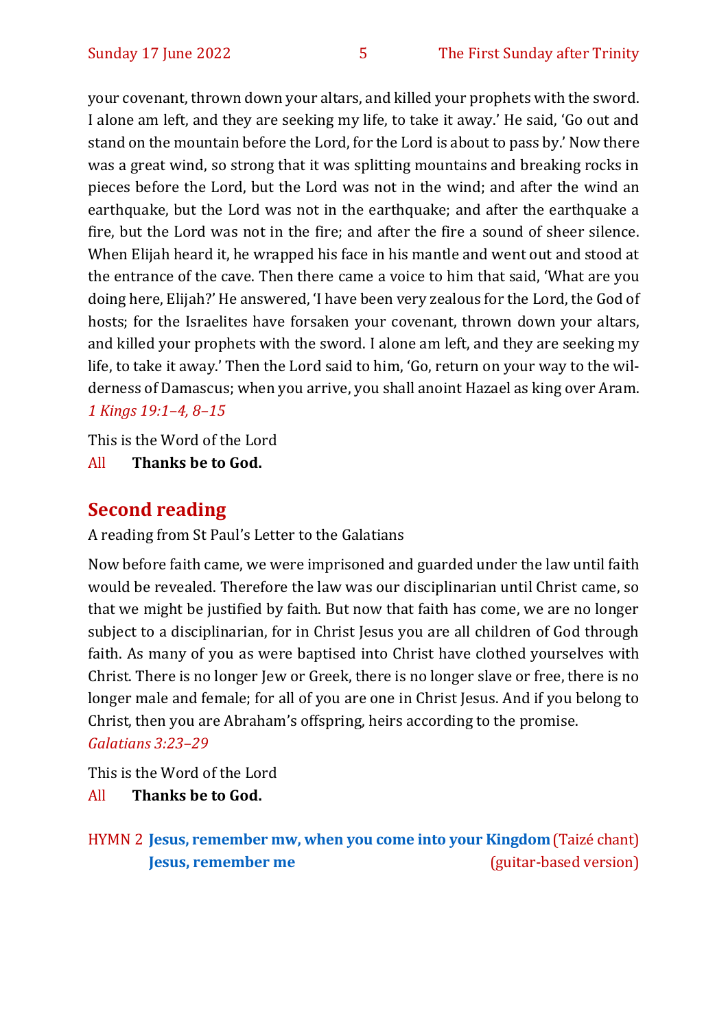your covenant, thrown down your altars, and killed your prophets with the sword. I alone am left, and they are seeking my life, to take it away.' He said, 'Go out and stand on the mountain before the Lord, for the Lord is about to pass by.' Now there was a great wind, so strong that it was splitting mountains and breaking rocks in pieces before the Lord, but the Lord was not in the wind; and after the wind an earthquake, but the Lord was not in the earthquake; and after the earthquake a fire, but the Lord was not in the fire; and after the fire a sound of sheer silence. When Elijah heard it, he wrapped his face in his mantle and went out and stood at the entrance of the cave. Then there came a voice to him that said, 'What are you doing here, Elijah?' He answered, 'I have been very zealous for the Lord, the God of hosts; for the Israelites have forsaken your covenant, thrown down your altars, and killed your prophets with the sword. I alone am left, and they are seeking my life, to take it away.' Then the Lord said to him, 'Go, return on your way to the wilderness of Damascus; when you arrive, you shall anoint Hazael as king over Aram.
*1 Kings 19:1–4, 8–15*

This is the Word of the Lord

All **Thanks be to God.**

## Second reading

A reading from St Paul's Letter to the Galatians

Now before faith came, we were imprisoned and guarded under the law until faith would be revealed. Therefore the law was our disciplinarian until Christ came, so that we might be justified by faith. But now that faith has come, we are no longer subject to a disciplinarian, for in Christ Jesus you are all children of God through faith. As many of you as were baptised into Christ have clothed yourselves with Christ. There is no longer Jew or Greek, there is no longer slave or free, there is no longer male and female; for all of you are one in Christ Jesus. And if you belong to Christ, then you are Abraham's offspring, heirs according to the promise.
*Galatians 3:23–29*

This is the Word of the Lord

All **Thanks be to God.**

HYMN 2 **Jesus, remember mw, when you come into your Kingdom** (Taizé chant)
**Jesus, remember me** (guitar-based version)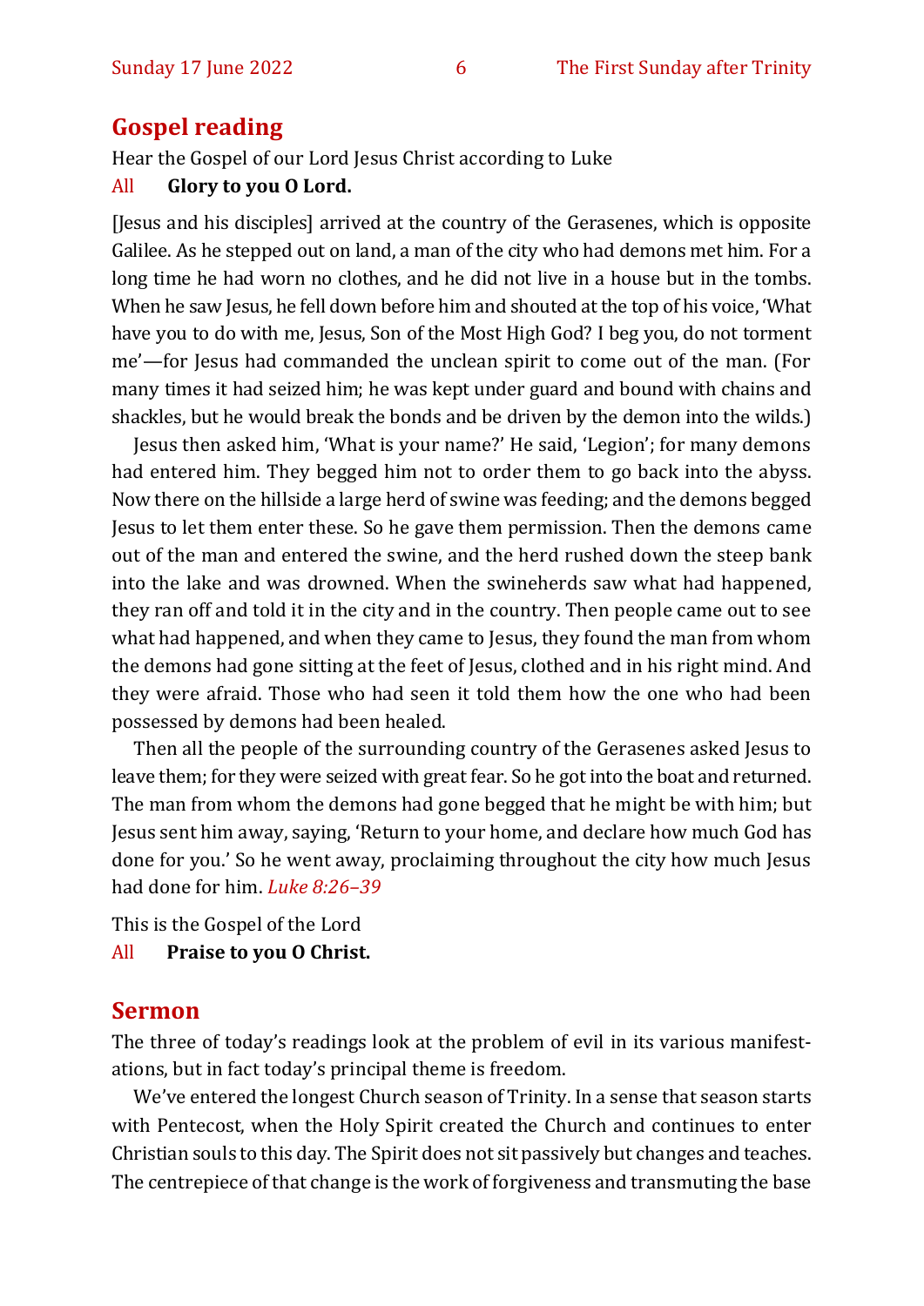## Gospel reading

Hear the Gospel of our Lord Jesus Christ according to Luke

All **Glory to you O Lord.**

[Jesus and his disciples] arrived at the country of the Gerasenes, which is opposite Galilee. As he stepped out on land, a man of the city who had demons met him. For a long time he had worn no clothes, and he did not live in a house but in the tombs. When he saw Jesus, he fell down before him and shouted at the top of his voice, 'What have you to do with me, Jesus, Son of the Most High God? I beg you, do not torment me'—for Jesus had commanded the unclean spirit to come out of the man. (For many times it had seized him; he was kept under guard and bound with chains and shackles, but he would break the bonds and be driven by the demon into the wilds.)

Jesus then asked him, 'What is your name?' He said, 'Legion'; for many demons had entered him. They begged him not to order them to go back into the abyss. Now there on the hillside a large herd of swine was feeding; and the demons begged Jesus to let them enter these. So he gave them permission. Then the demons came out of the man and entered the swine, and the herd rushed down the steep bank into the lake and was drowned. When the swineherds saw what had happened, they ran off and told it in the city and in the country. Then people came out to see what had happened, and when they came to Jesus, they found the man from whom the demons had gone sitting at the feet of Jesus, clothed and in his right mind. And they were afraid. Those who had seen it told them how the one who had been possessed by demons had been healed.

Then all the people of the surrounding country of the Gerasenes asked Jesus to leave them; for they were seized with great fear. So he got into the boat and returned. The man from whom the demons had gone begged that he might be with him; but Jesus sent him away, saying, 'Return to your home, and declare how much God has done for you.' So he went away, proclaiming throughout the city how much Jesus had done for him. *Luke 8:26–39*

This is the Gospel of the Lord

All **Praise to you O Christ.**

## Sermon

The three of today's readings look at the problem of evil in its various manifestations, but in fact today's principal theme is freedom.

We've entered the longest Church season of Trinity. In a sense that season starts with Pentecost, when the Holy Spirit created the Church and continues to enter Christian souls to this day. The Spirit does not sit passively but changes and teaches. The centrepiece of that change is the work of forgiveness and transmuting the base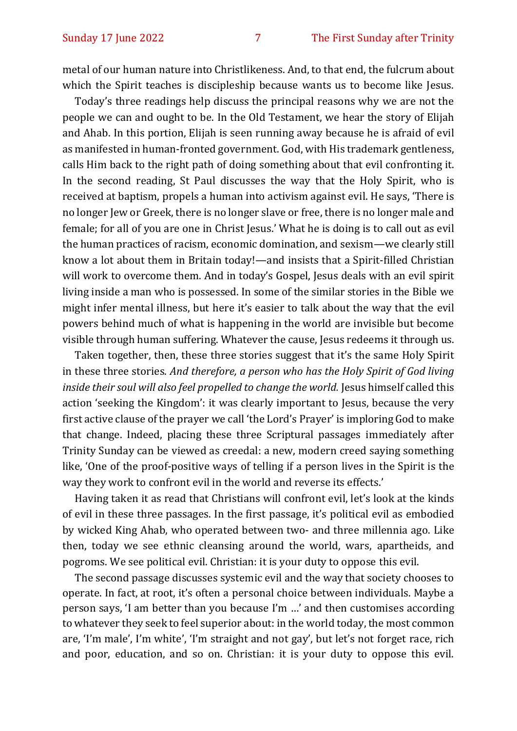metal of our human nature into Christlikeness. And, to that end, the fulcrum about which the Spirit teaches is discipleship because wants us to become like Jesus.

Today's three readings help discuss the principal reasons why we are not the people we can and ought to be. In the Old Testament, we hear the story of Elijah and Ahab. In this portion, Elijah is seen running away because he is afraid of evil as manifested in human-fronted government. God, with His trademark gentleness, calls Him back to the right path of doing something about that evil confronting it. In the second reading, St Paul discusses the way that the Holy Spirit, who is received at baptism, propels a human into activism against evil. He says, 'There is no longer Jew or Greek, there is no longer slave or free, there is no longer male and female; for all of you are one in Christ Jesus.' What he is doing is to call out as evil the human practices of racism, economic domination, and sexism—we clearly still know a lot about them in Britain today!—and insists that a Spirit-filled Christian will work to overcome them. And in today's Gospel, Jesus deals with an evil spirit living inside a man who is possessed. In some of the similar stories in the Bible we might infer mental illness, but here it's easier to talk about the way that the evil powers behind much of what is happening in the world are invisible but become visible through human suffering. Whatever the cause, Jesus redeems it through us.

Taken together, then, these three stories suggest that it's the same Holy Spirit in these three stories. *And therefore, a person who has the Holy Spirit of God living inside their soul will also feel propelled to change the world.* Jesus himself called this action 'seeking the Kingdom': it was clearly important to Jesus, because the very first active clause of the prayer we call 'the Lord's Prayer' is imploring God to make that change. Indeed, placing these three Scriptural passages immediately after Trinity Sunday can be viewed as creedal: a new, modern creed saying something like, 'One of the proof-positive ways of telling if a person lives in the Spirit is the way they work to confront evil in the world and reverse its effects.'

Having taken it as read that Christians will confront evil, let's look at the kinds of evil in these three passages. In the first passage, it's political evil as embodied by wicked King Ahab, who operated between two- and three millennia ago. Like then, today we see ethnic cleansing around the world, wars, apartheids, and pogroms. We see political evil. Christian: it is your duty to oppose this evil.

The second passage discusses systemic evil and the way that society chooses to operate. In fact, at root, it's often a personal choice between individuals. Maybe a person says, 'I am better than you because I'm …' and then customises according to whatever they seek to feel superior about: in the world today, the most common are, 'I'm male', I'm white', 'I'm straight and not gay', but let's not forget race, rich and poor, education, and so on. Christian: it is your duty to oppose this evil.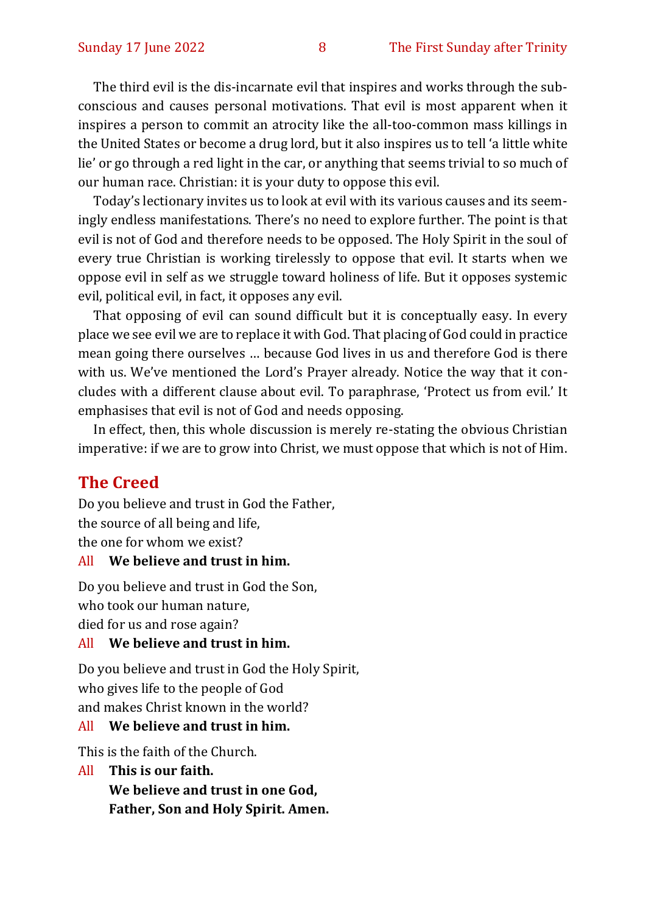The third evil is the dis-incarnate evil that inspires and works through the sub-conscious and causes personal motivations. That evil is most apparent when it inspires a person to commit an atrocity like the all-too-common mass killings in the United States or become a drug lord, but it also inspires us to tell 'a little white lie' or go through a red light in the car, or anything that seems trivial to so much of our human race. Christian: it is your duty to oppose this evil.

Today's lectionary invites us to look at evil with its various causes and its seemingly endless manifestations. There's no need to explore further. The point is that evil is not of God and therefore needs to be opposed. The Holy Spirit in the soul of every true Christian is working tirelessly to oppose that evil. It starts when we oppose evil in self as we struggle toward holiness of life. But it opposes systemic evil, political evil, in fact, it opposes any evil.

That opposing of evil can sound difficult but it is conceptually easy. In every place we see evil we are to replace it with God. That placing of God could in practice mean going there ourselves … because God lives in us and therefore God is there with us. We've mentioned the Lord's Prayer already. Notice the way that it concludes with a different clause about evil. To paraphrase, 'Protect us from evil.' It emphasises that evil is not of God and needs opposing.

In effect, then, this whole discussion is merely re-stating the obvious Christian imperative: if we are to grow into Christ, we must oppose that which is not of Him.

## The Creed

Do you believe and trust in God the Father,
the source of all being and life,
the one for whom we exist?

All **We believe and trust in him.**

Do you believe and trust in God the Son,
who took our human nature,
died for us and rose again?

All **We believe and trust in him.**

Do you believe and trust in God the Holy Spirit,
who gives life to the people of God
and makes Christ known in the world?

All **We believe and trust in him.**

This is the faith of the Church.

All **This is our faith.**
**We believe and trust in one God,**
**Father, Son and Holy Spirit. Amen.**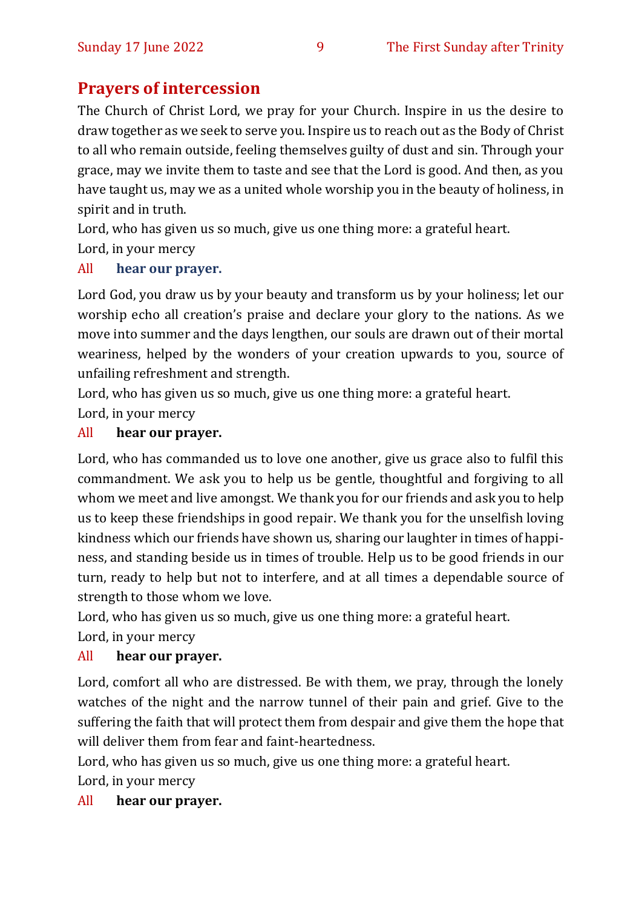## Prayers of intercession

The Church of Christ Lord, we pray for your Church. Inspire in us the desire to draw together as we seek to serve you. Inspire us to reach out as the Body of Christ to all who remain outside, feeling themselves guilty of dust and sin. Through your grace, may we invite them to taste and see that the Lord is good. And then, as you have taught us, may we as a united whole worship you in the beauty of holiness, in spirit and in truth.

Lord, who has given us so much, give us one thing more: a grateful heart.

Lord, in your mercy

All **hear our prayer.**

Lord God, you draw us by your beauty and transform us by your holiness; let our worship echo all creation's praise and declare your glory to the nations. As we move into summer and the days lengthen, our souls are drawn out of their mortal weariness, helped by the wonders of your creation upwards to you, source of unfailing refreshment and strength.

Lord, who has given us so much, give us one thing more: a grateful heart.

Lord, in your mercy

All **hear our prayer.**

Lord, who has commanded us to love one another, give us grace also to fulfil this commandment. We ask you to help us be gentle, thoughtful and forgiving to all whom we meet and live amongst. We thank you for our friends and ask you to help us to keep these friendships in good repair. We thank you for the unselfish loving kindness which our friends have shown us, sharing our laughter in times of happiness, and standing beside us in times of trouble. Help us to be good friends in our turn, ready to help but not to interfere, and at all times a dependable source of strength to those whom we love.

Lord, who has given us so much, give us one thing more: a grateful heart.

Lord, in your mercy

All **hear our prayer.**

Lord, comfort all who are distressed. Be with them, we pray, through the lonely watches of the night and the narrow tunnel of their pain and grief. Give to the suffering the faith that will protect them from despair and give them the hope that will deliver them from fear and faint-heartedness.

Lord, who has given us so much, give us one thing more: a grateful heart.

Lord, in your mercy

All **hear our prayer.**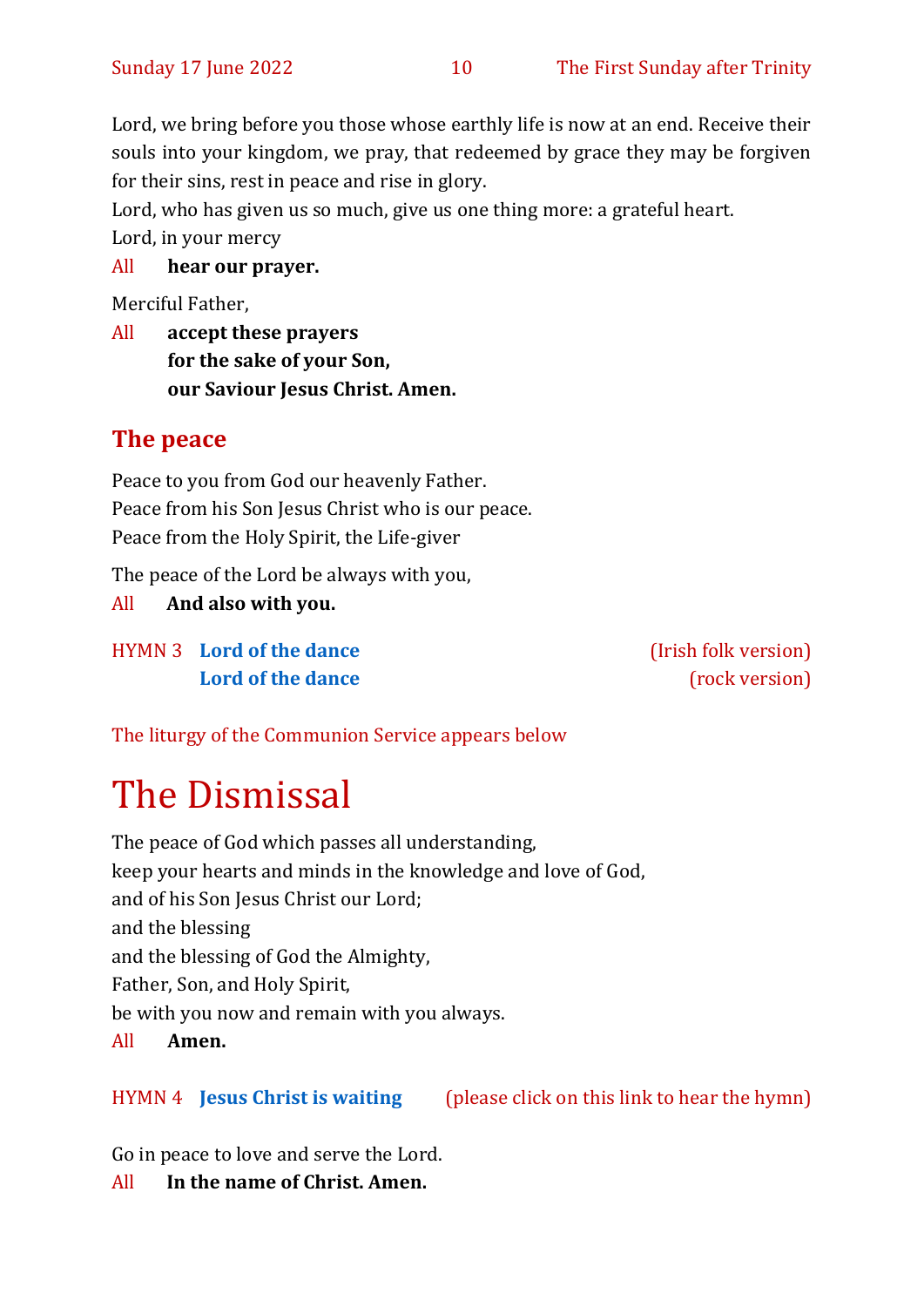Lord, we bring before you those whose earthly life is now at an end. Receive their souls into your kingdom, we pray, that redeemed by grace they may be forgiven for their sins, rest in peace and rise in glory.

Lord, who has given us so much, give us one thing more: a grateful heart.

Lord, in your mercy

All **hear our prayer.**

Merciful Father,

All **accept these prayers**
**for the sake of your Son,**
**our Saviour Jesus Christ. Amen.**

## The peace

Peace to you from God our heavenly Father.
Peace from his Son Jesus Christ who is our peace.
Peace from the Holy Spirit, the Life-giver

The peace of the Lord be always with you,

All **And also with you.**

HYMN 3 **Lord of the dance** (Irish folk version)
**Lord of the dance** (rock version)

The liturgy of the Communion Service appears below

# The Dismissal

The peace of God which passes all understanding,
keep your hearts and minds in the knowledge and love of God,
and of his Son Jesus Christ our Lord;
and the blessing
and the blessing of God the Almighty,
Father, Son, and Holy Spirit,
be with you now and remain with you always.

All **Amen.**

HYMN 4 **Jesus Christ is waiting** (please click on this link to hear the hymn)

Go in peace to love and serve the Lord.

All **In the name of Christ. Amen.**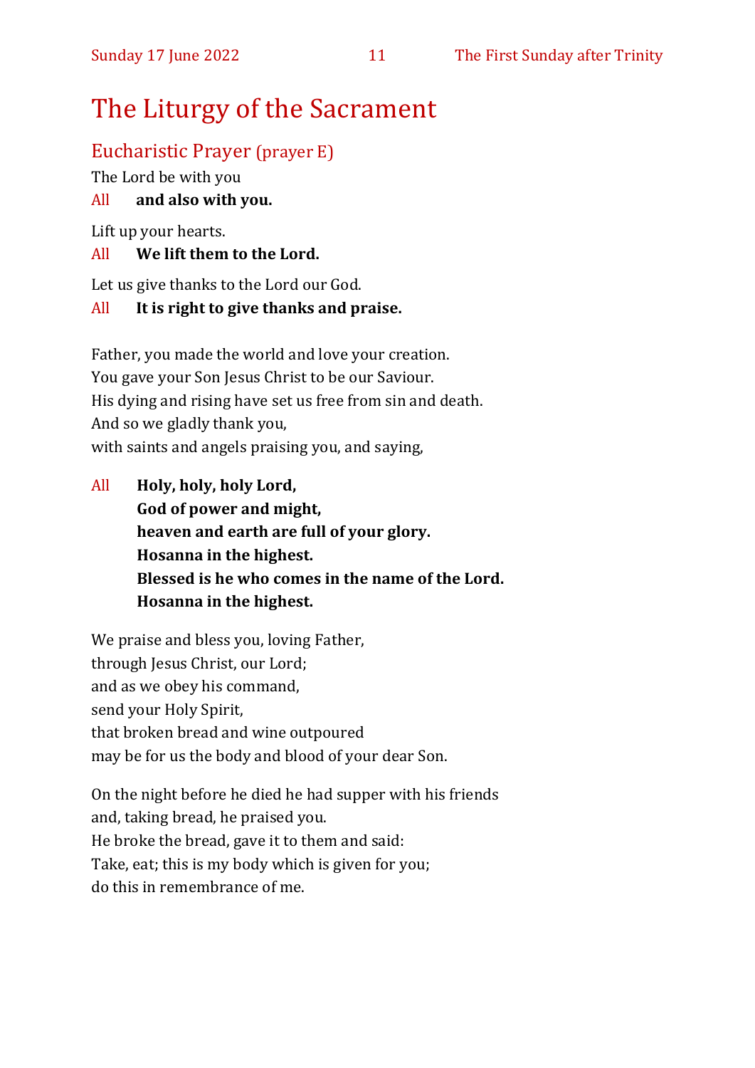# The Liturgy of the Sacrament

## Eucharistic Prayer (prayer E)

The Lord be with you

All **and also with you.**

Lift up your hearts.

All **We lift them to the Lord.**

Let us give thanks to the Lord our God.

All **It is right to give thanks and praise.**

Father, you made the world and love your creation.
You gave your Son Jesus Christ to be our Saviour.
His dying and rising have set us free from sin and death.
And so we gladly thank you,
with saints and angels praising you, and saying,

All **Holy, holy, holy Lord,**
**God of power and might,**
**heaven and earth are full of your glory.**
**Hosanna in the highest.**
**Blessed is he who comes in the name of the Lord.**
**Hosanna in the highest.**

We praise and bless you, loving Father,
through Jesus Christ, our Lord;
and as we obey his command,
send your Holy Spirit,
that broken bread and wine outpoured
may be for us the body and blood of your dear Son.

On the night before he died he had supper with his friends
and, taking bread, he praised you.
He broke the bread, gave it to them and said:
Take, eat; this is my body which is given for you;
do this in remembrance of me.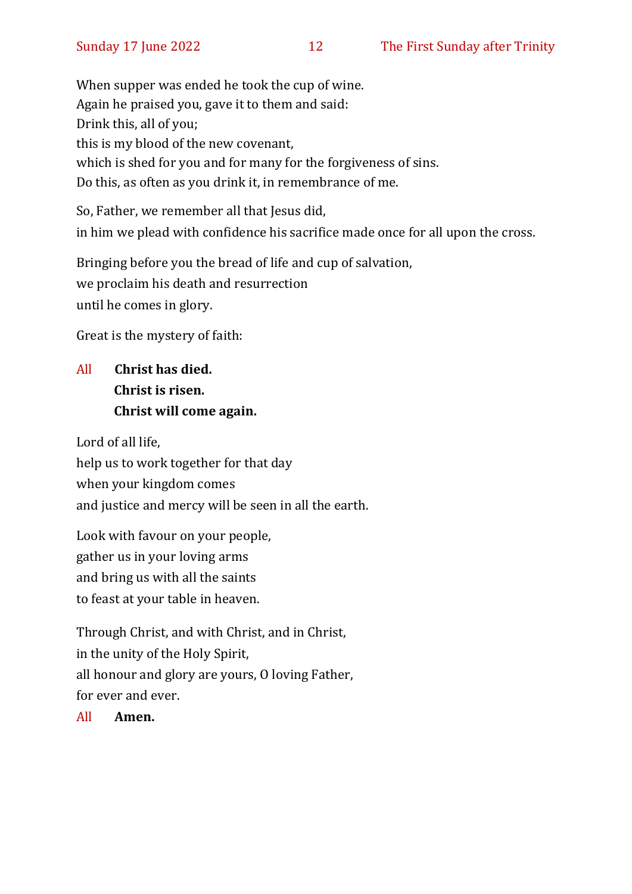When supper was ended he took the cup of wine.
Again he praised you, gave it to them and said:
Drink this, all of you;
this is my blood of the new covenant,
which is shed for you and for many for the forgiveness of sins.
Do this, as often as you drink it, in remembrance of me.

So, Father, we remember all that Jesus did,
in him we plead with confidence his sacrifice made once for all upon the cross.

Bringing before you the bread of life and cup of salvation,
we proclaim his death and resurrection
until he comes in glory.

Great is the mystery of faith:

All **Christ has died.**
**Christ is risen.**
**Christ will come again.**

Lord of all life,
help us to work together for that day
when your kingdom comes
and justice and mercy will be seen in all the earth.

Look with favour on your people,
gather us in your loving arms
and bring us with all the saints
to feast at your table in heaven.

Through Christ, and with Christ, and in Christ,
in the unity of the Holy Spirit,
all honour and glory are yours, O loving Father,
for ever and ever.

All **Amen.**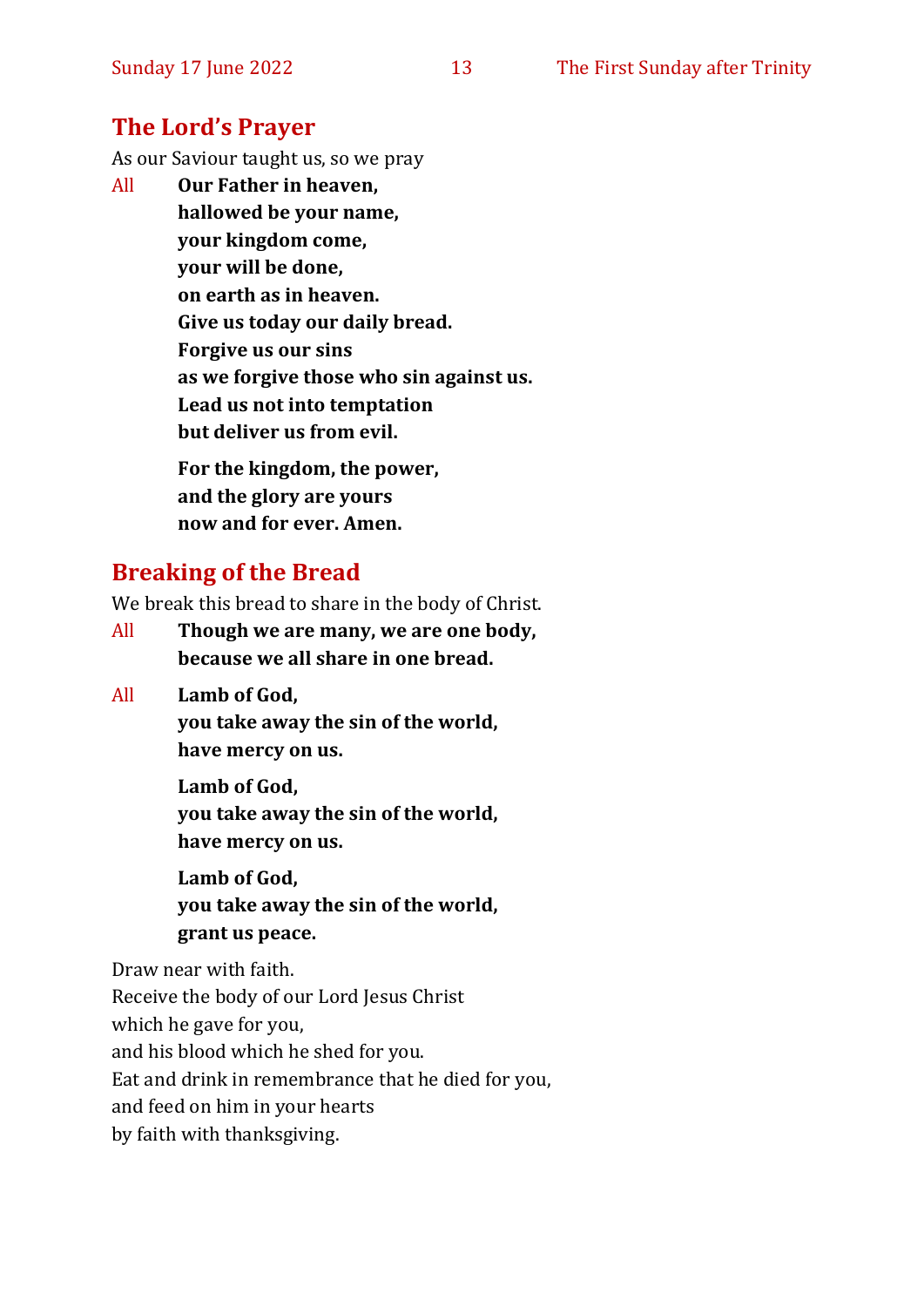## The Lord's Prayer

As our Saviour taught us, so we pray

All **Our Father in heaven,**
**hallowed be your name,**
**your kingdom come,**
**your will be done,**
**on earth as in heaven.**
**Give us today our daily bread.**
**Forgive us our sins**
**as we forgive those who sin against us.**
**Lead us not into temptation**
**but deliver us from evil.**

**For the kingdom, the power,**
**and the glory are yours**
**now and for ever. Amen.**

## Breaking of the Bread

We break this bread to share in the body of Christ.

All **Though we are many, we are one body,**
**because we all share in one bread.**

All **Lamb of God,**
**you take away the sin of the world,**
**have mercy on us.**

**Lamb of God,**
**you take away the sin of the world,**
**have mercy on us.**

**Lamb of God,**
**you take away the sin of the world,**
**grant us peace.**

Draw near with faith.
Receive the body of our Lord Jesus Christ
which he gave for you,
and his blood which he shed for you.
Eat and drink in remembrance that he died for you,
and feed on him in your hearts
by faith with thanksgiving.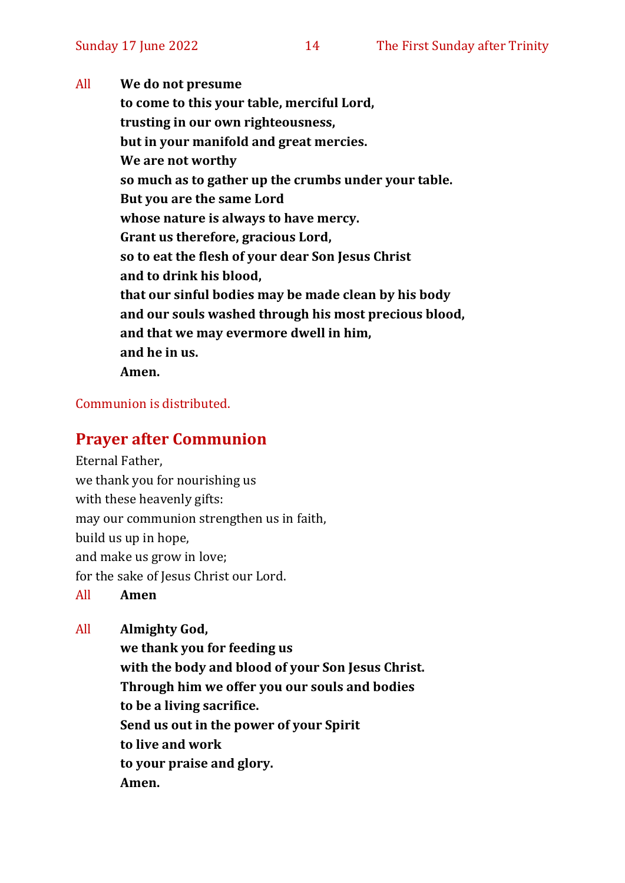All **We do not presume**
**to come to this your table, merciful Lord,**
**trusting in our own righteousness,**
**but in your manifold and great mercies.**
**We are not worthy**
**so much as to gather up the crumbs under your table.**
**But you are the same Lord**
**whose nature is always to have mercy.**
**Grant us therefore, gracious Lord,**
**so to eat the flesh of your dear Son Jesus Christ**
**and to drink his blood,**
**that our sinful bodies may be made clean by his body**
**and our souls washed through his most precious blood,**
**and that we may evermore dwell in him,**
**and he in us.**
**Amen.**

Communion is distributed.

## Prayer after Communion

Eternal Father,
we thank you for nourishing us
with these heavenly gifts:
may our communion strengthen us in faith,
build us up in hope,
and make us grow in love;
for the sake of Jesus Christ our Lord.

All **Amen**

All **Almighty God,**
**we thank you for feeding us**
**with the body and blood of your Son Jesus Christ.**
**Through him we offer you our souls and bodies**
**to be a living sacrifice.**
**Send us out in the power of your Spirit**
**to live and work**
**to your praise and glory.**
**Amen.**